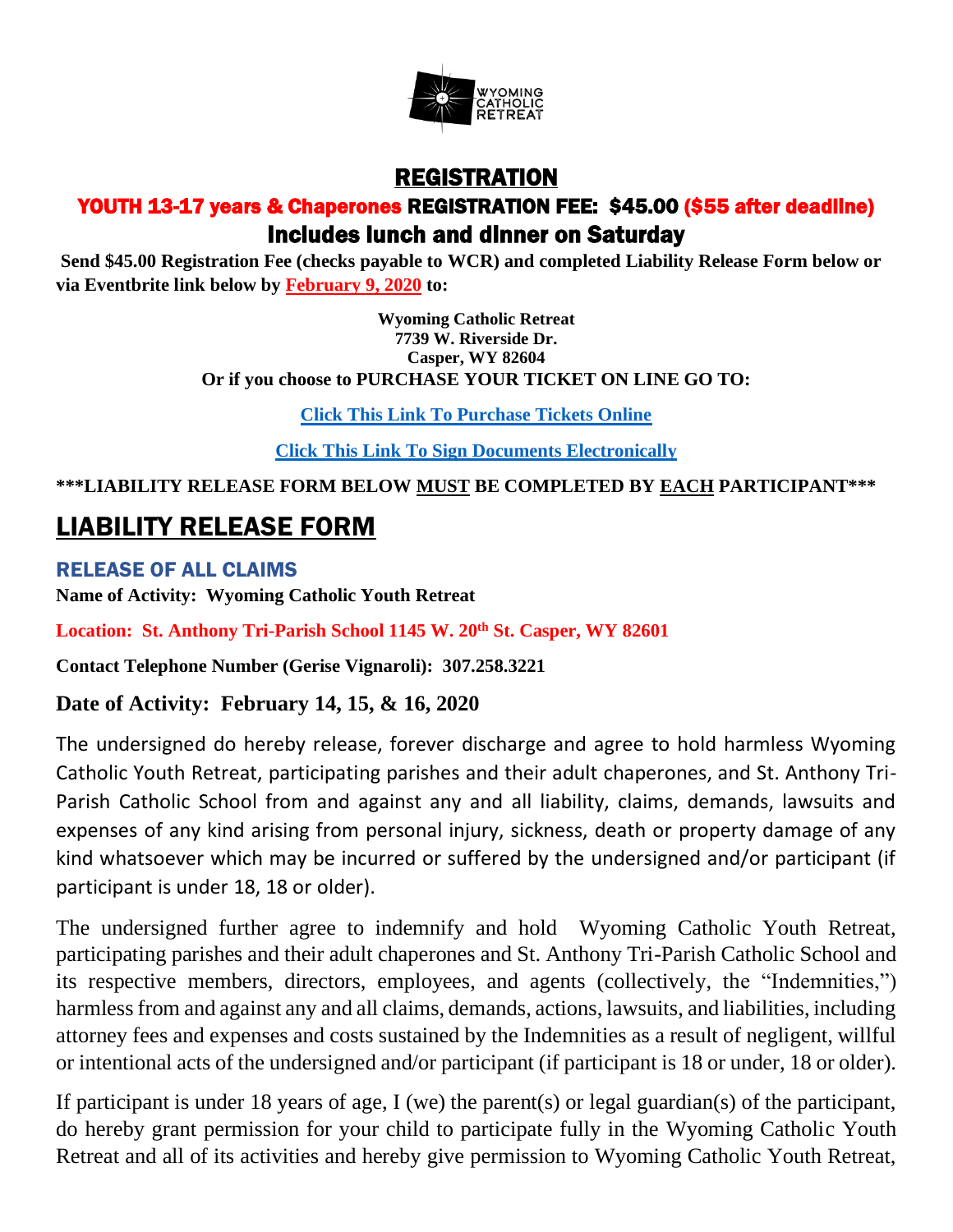WYOMING CATHOLIC RETREAT

# REGISTRATION

## YOUTH 13-17 years & Chaperones REGISTRATION FEE: $45.00 ($55 after deadline)

## Includes lunch and dinner on Saturday

**Send $45.00 Registration Fee (checks payable to WCR) and completed Liability Release Form below or via Eventbrite link below by February 9, 2020 to:**

**Wyoming Catholic Retreat**
**7739 W. Riverside Dr.**
**Casper, WY 82604**
**Or if you choose to PURCHASE YOUR TICKET ON LINE GO TO:**

**Click This Link To Purchase Tickets Online**

**Click This Link To Sign Documents Electronically**

**\*\*\*LIABILITY RELEASE FORM BELOW MUST BE COMPLETED BY EACH PARTICIPANT\*\*\***

# LIABILITY RELEASE FORM

### RELEASE OF ALL CLAIMS

**Name of Activity: Wyoming Catholic Youth Retreat**

**Location: St. Anthony Tri-Parish School 1145 W. 20th St. Casper, WY 82601**

**Contact Telephone Number (Gerise Vignaroli): 307.258.3221**

**Date of Activity: February 14, 15, & 16, 2020**

The undersigned do hereby release, forever discharge and agree to hold harmless Wyoming Catholic Youth Retreat, participating parishes and their adult chaperones, and St. Anthony Tri-Parish Catholic School from and against any and all liability, claims, demands, lawsuits and expenses of any kind arising from personal injury, sickness, death or property damage of any kind whatsoever which may be incurred or suffered by the undersigned and/or participant (if participant is under 18, 18 or older).

The undersigned further agree to indemnify and hold Wyoming Catholic Youth Retreat, participating parishes and their adult chaperones and St. Anthony Tri-Parish Catholic School and its respective members, directors, employees, and agents (collectively, the "Indemnities,") harmless from and against any and all claims, demands, actions, lawsuits, and liabilities, including attorney fees and expenses and costs sustained by the Indemnities as a result of negligent, willful or intentional acts of the undersigned and/or participant (if participant is 18 or under, 18 or older).

If participant is under 18 years of age, I (we) the parent(s) or legal guardian(s) of the participant, do hereby grant permission for your child to participate fully in the Wyoming Catholic Youth Retreat and all of its activities and hereby give permission to Wyoming Catholic Youth Retreat,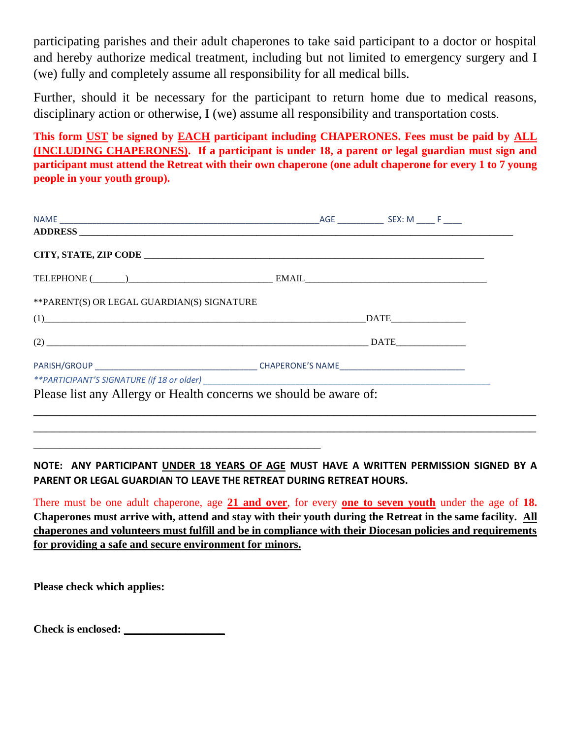participating parishes and their adult chaperones to take said participant to a doctor or hospital and hereby authorize medical treatment, including but not limited to emergency surgery and I (we) fully and completely assume all responsibility for all medical bills.

Further, should it be necessary for the participant to return home due to medical reasons, disciplinary action or otherwise, I (we) assume all responsibility and transportation costs.

**This form UST be signed by EACH participant including CHAPERONES. Fees must be paid by ALL (INCLUDING CHAPERONES). If a participant is under 18, a parent or legal guardian must sign and participant must attend the Retreat with their own chaperone (one adult chaperone for every 1 to 7 young people in your youth group).**

NAME _______________________________________________ AGE _________ SEX: M ____ F ____

**ADDRESS** ______________________________________________________________________

**CITY, STATE, ZIP CODE** ___________________________________________________________

TELEPHONE (_______)___________________________ EMAIL___________________________________

**PARENT(S) OR LEGAL GUARDIAN(S) SIGNATURE

(1)____________________________________________________________ DATE_______________

(2) ____________________________________________________________ DATE_______________

PARISH/GROUP ______________________________ CHAPERONE'S NAME___________________________

*PARTICIPANT'S SIGNATURE (if 18 or older) ________________________________________________*

Please list any Allergy or Health concerns we should be aware of:

______________________________________________________________________________

______________________________________________________________________________

__________________________________________________

**NOTE: ANY PARTICIPANT UNDER 18 YEARS OF AGE MUST HAVE A WRITTEN PERMISSION SIGNED BY A PARENT OR LEGAL GUARDIAN TO LEAVE THE RETREAT DURING RETREAT HOURS.**

There must be one adult chaperone, age **21 and over**, for every **one to seven youth** under the age of **18.** **Chaperones must arrive with, attend and stay with their youth during the Retreat in the same facility. All chaperones and volunteers must fulfill and be in compliance with their Diocesan policies and requirements for providing a safe and secure environment for minors.**

**Please check which applies:**

**Check is enclosed:** ________________